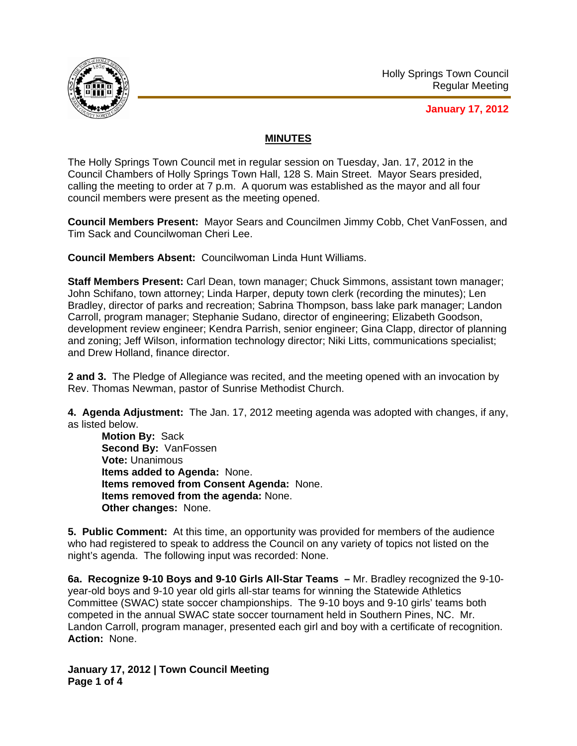Holly Springs Town Council
Regular Meeting

**January 17, 2012**

## MINUTES

The Holly Springs Town Council met in regular session on Tuesday, Jan. 17, 2012 in the Council Chambers of Holly Springs Town Hall, 128 S. Main Street. Mayor Sears presided, calling the meeting to order at 7 p.m. A quorum was established as the mayor and all four council members were present as the meeting opened.

**Council Members Present:** Mayor Sears and Councilmen Jimmy Cobb, Chet VanFossen, and Tim Sack and Councilwoman Cheri Lee.

**Council Members Absent:** Councilwoman Linda Hunt Williams.

**Staff Members Present:** Carl Dean, town manager; Chuck Simmons, assistant town manager; John Schifano, town attorney; Linda Harper, deputy town clerk (recording the minutes); Len Bradley, director of parks and recreation; Sabrina Thompson, bass lake park manager; Landon Carroll, program manager; Stephanie Sudano, director of engineering; Elizabeth Goodson, development review engineer; Kendra Parrish, senior engineer; Gina Clapp, director of planning and zoning; Jeff Wilson, information technology director; Niki Litts, communications specialist; and Drew Holland, finance director.

**2 and 3.** The Pledge of Allegiance was recited, and the meeting opened with an invocation by Rev. Thomas Newman, pastor of Sunrise Methodist Church.

**4. Agenda Adjustment:** The Jan. 17, 2012 meeting agenda was adopted with changes, if any, as listed below.

**Motion By:** Sack
**Second By:** VanFossen
**Vote:** Unanimous
**Items added to Agenda:** None.
**Items removed from Consent Agenda:** None.
**Items removed from the agenda:** None.
**Other changes:** None.

**5. Public Comment:** At this time, an opportunity was provided for members of the audience who had registered to speak to address the Council on any variety of topics not listed on the night's agenda. The following input was recorded: None.

**6a. Recognize 9-10 Boys and 9-10 Girls All-Star Teams –** Mr. Bradley recognized the 9-10-year-old boys and 9-10 year old girls all-star teams for winning the Statewide Athletics Committee (SWAC) state soccer championships. The 9-10 boys and 9-10 girls' teams both competed in the annual SWAC state soccer tournament held in Southern Pines, NC. Mr. Landon Carroll, program manager, presented each girl and boy with a certificate of recognition.
**Action:** None.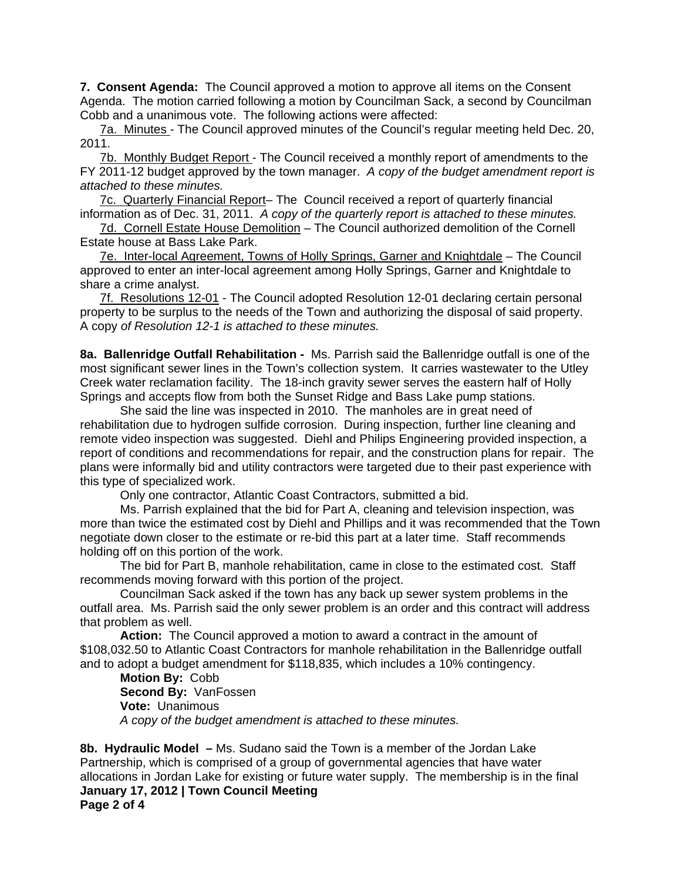**7. Consent Agenda:** The Council approved a motion to approve all items on the Consent Agenda. The motion carried following a motion by Councilman Sack, a second by Councilman Cobb and a unanimous vote. The following actions were affected:

7a. Minutes - The Council approved minutes of the Council's regular meeting held Dec. 20, 2011.

7b. Monthly Budget Report - The Council received a monthly report of amendments to the FY 2011-12 budget approved by the town manager. *A copy of the budget amendment report is attached to these minutes.*

7c. Quarterly Financial Report– The Council received a report of quarterly financial information as of Dec. 31, 2011. *A copy of the quarterly report is attached to these minutes.*

7d. Cornell Estate House Demolition – The Council authorized demolition of the Cornell Estate house at Bass Lake Park.

7e. Inter-local Agreement, Towns of Holly Springs, Garner and Knightdale – The Council approved to enter an inter-local agreement among Holly Springs, Garner and Knightdale to share a crime analyst.

7f. Resolutions 12-01 - The Council adopted Resolution 12-01 declaring certain personal property to be surplus to the needs of the Town and authorizing the disposal of said property. A copy *of Resolution 12-1 is attached to these minutes.*

**8a. Ballenridge Outfall Rehabilitation -** Ms. Parrish said the Ballenridge outfall is one of the most significant sewer lines in the Town's collection system. It carries wastewater to the Utley Creek water reclamation facility. The 18-inch gravity sewer serves the eastern half of Holly Springs and accepts flow from both the Sunset Ridge and Bass Lake pump stations.

She said the line was inspected in 2010. The manholes are in great need of rehabilitation due to hydrogen sulfide corrosion. During inspection, further line cleaning and remote video inspection was suggested. Diehl and Philips Engineering provided inspection, a report of conditions and recommendations for repair, and the construction plans for repair. The plans were informally bid and utility contractors were targeted due to their past experience with this type of specialized work.

Only one contractor, Atlantic Coast Contractors, submitted a bid.

Ms. Parrish explained that the bid for Part A, cleaning and television inspection, was more than twice the estimated cost by Diehl and Phillips and it was recommended that the Town negotiate down closer to the estimate or re-bid this part at a later time. Staff recommends holding off on this portion of the work.

The bid for Part B, manhole rehabilitation, came in close to the estimated cost. Staff recommends moving forward with this portion of the project.

Councilman Sack asked if the town has any back up sewer system problems in the outfall area. Ms. Parrish said the only sewer problem is an order and this contract will address that problem as well.

**Action:** The Council approved a motion to award a contract in the amount of \$108,032.50 to Atlantic Coast Contractors for manhole rehabilitation in the Ballenridge outfall and to adopt a budget amendment for \$118,835, which includes a 10% contingency.

**Motion By:** Cobb
**Second By:** VanFossen
**Vote:** Unanimous
*A copy of the budget amendment is attached to these minutes.*

**8b. Hydraulic Model –** Ms. Sudano said the Town is a member of the Jordan Lake Partnership, which is comprised of a group of governmental agencies that have water allocations in Jordan Lake for existing or future water supply. The membership is in the final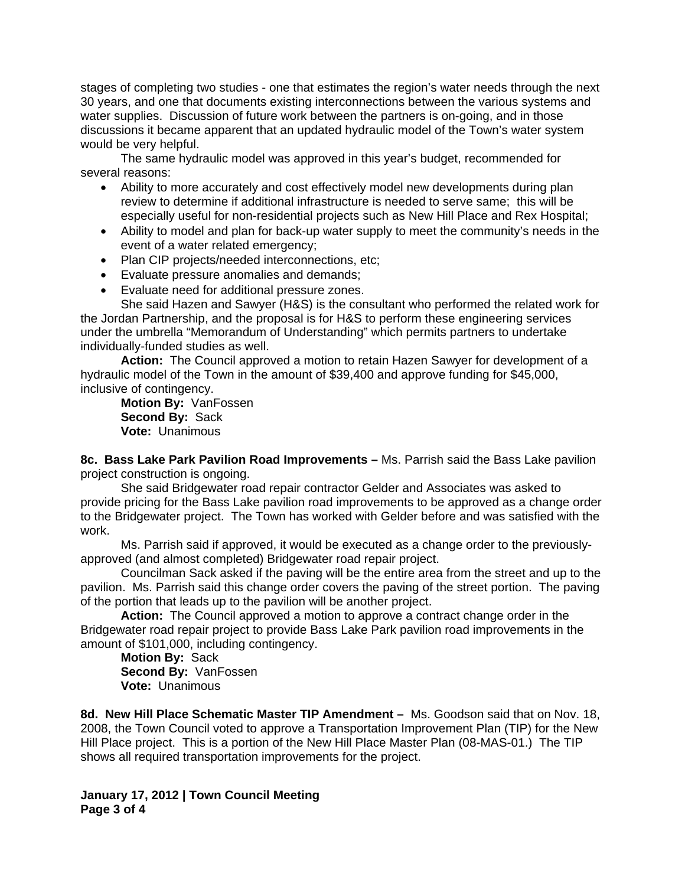stages of completing two studies - one that estimates the region's water needs through the next 30 years, and one that documents existing interconnections between the various systems and water supplies. Discussion of future work between the partners is on-going, and in those discussions it became apparent that an updated hydraulic model of the Town's water system would be very helpful.

The same hydraulic model was approved in this year's budget, recommended for several reasons:

- Ability to more accurately and cost effectively model new developments during plan review to determine if additional infrastructure is needed to serve same; this will be especially useful for non-residential projects such as New Hill Place and Rex Hospital;
- Ability to model and plan for back-up water supply to meet the community's needs in the event of a water related emergency;
- Plan CIP projects/needed interconnections, etc;
- Evaluate pressure anomalies and demands;
- Evaluate need for additional pressure zones.

She said Hazen and Sawyer (H&S) is the consultant who performed the related work for the Jordan Partnership, and the proposal is for H&S to perform these engineering services under the umbrella "Memorandum of Understanding" which permits partners to undertake individually-funded studies as well.

**Action:** The Council approved a motion to retain Hazen Sawyer for development of a hydraulic model of the Town in the amount of $39,400 and approve funding for $45,000, inclusive of contingency.

**Motion By:** VanFossen
**Second By:** Sack
**Vote:** Unanimous

**8c. Bass Lake Park Pavilion Road Improvements –** Ms. Parrish said the Bass Lake pavilion project construction is ongoing.

She said Bridgewater road repair contractor Gelder and Associates was asked to provide pricing for the Bass Lake pavilion road improvements to be approved as a change order to the Bridgewater project. The Town has worked with Gelder before and was satisfied with the work.

Ms. Parrish said if approved, it would be executed as a change order to the previously-approved (and almost completed) Bridgewater road repair project.

Councilman Sack asked if the paving will be the entire area from the street and up to the pavilion. Ms. Parrish said this change order covers the paving of the street portion. The paving of the portion that leads up to the pavilion will be another project.

**Action:** The Council approved a motion to approve a contract change order in the Bridgewater road repair project to provide Bass Lake Park pavilion road improvements in the amount of $101,000, including contingency.

**Motion By:** Sack
**Second By:** VanFossen
**Vote:** Unanimous

**8d. New Hill Place Schematic Master TIP Amendment –** Ms. Goodson said that on Nov. 18, 2008, the Town Council voted to approve a Transportation Improvement Plan (TIP) for the New Hill Place project. This is a portion of the New Hill Place Master Plan (08-MAS-01.) The TIP shows all required transportation improvements for the project.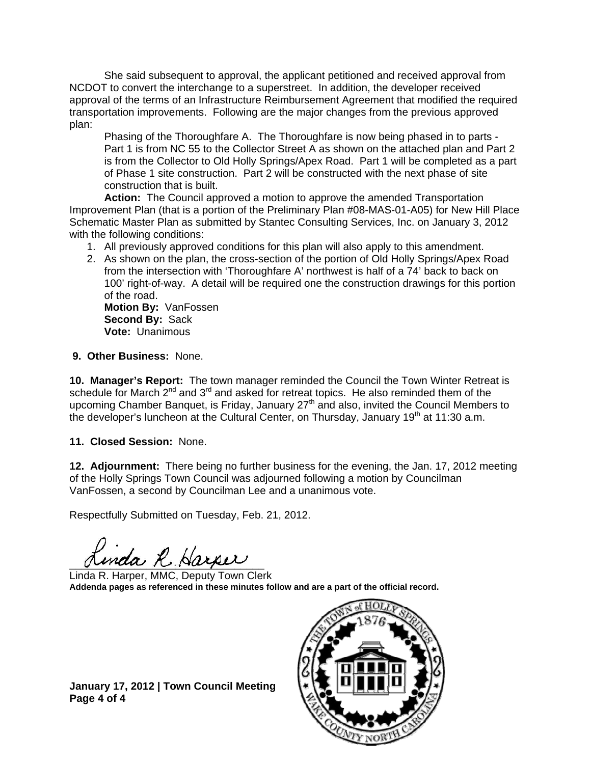She said subsequent to approval, the applicant petitioned and received approval from NCDOT to convert the interchange to a superstreet. In addition, the developer received approval of the terms of an Infrastructure Reimbursement Agreement that modified the required transportation improvements. Following are the major changes from the previous approved plan:

Phasing of the Thoroughfare A. The Thoroughfare is now being phased in to parts - Part 1 is from NC 55 to the Collector Street A as shown on the attached plan and Part 2 is from the Collector to Old Holly Springs/Apex Road. Part 1 will be completed as a part of Phase 1 site construction. Part 2 will be constructed with the next phase of site construction that is built.

**Action:** The Council approved a motion to approve the amended Transportation Improvement Plan (that is a portion of the Preliminary Plan #08-MAS-01-A05) for New Hill Place Schematic Master Plan as submitted by Stantec Consulting Services, Inc. on January 3, 2012 with the following conditions:

1. All previously approved conditions for this plan will also apply to this amendment.
2. As shown on the plan, the cross-section of the portion of Old Holly Springs/Apex Road from the intersection with 'Thoroughfare A' northwest is half of a 74' back to back on 100' right-of-way. A detail will be required one the construction drawings for this portion of the road.

**Motion By:** VanFossen
**Second By:** Sack
**Vote:** Unanimous

**9. Other Business:** None.

**10. Manager's Report:** The town manager reminded the Council the Town Winter Retreat is schedule for March 2nd and 3rd and asked for retreat topics. He also reminded them of the upcoming Chamber Banquet, is Friday, January 27th and also, invited the Council Members to the developer's luncheon at the Cultural Center, on Thursday, January 19th at 11:30 a.m.

**11. Closed Session:** None.

**12. Adjournment:** There being no further business for the evening, the Jan. 17, 2012 meeting of the Holly Springs Town Council was adjourned following a motion by Councilman VanFossen, a second by Councilman Lee and a unanimous vote.

Respectfully Submitted on Tuesday, Feb. 21, 2012.

Linda R. Harper

Linda R. Harper, MMC, Deputy Town Clerk

**Addenda pages as referenced in these minutes follow and are a part of the official record.**